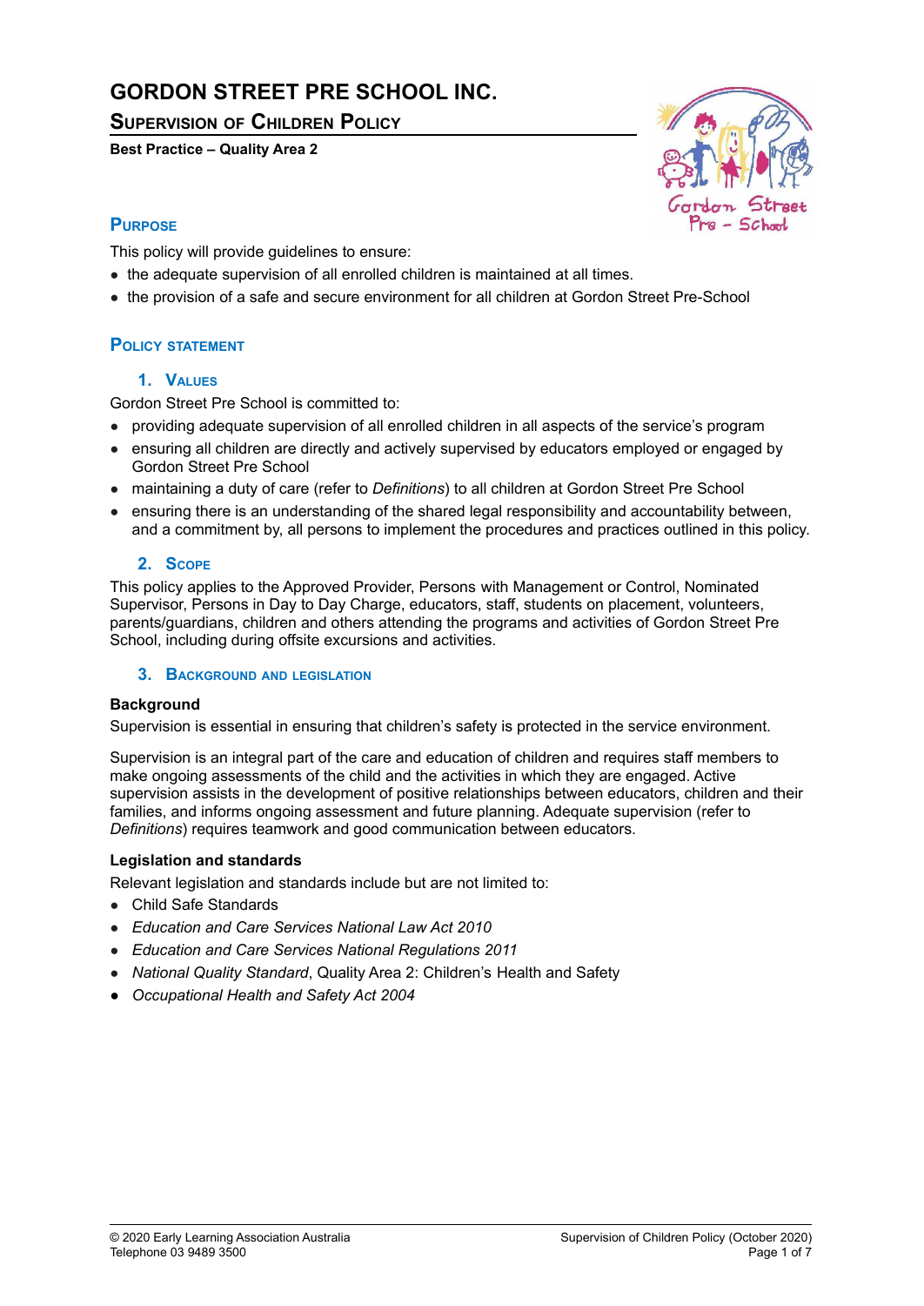# GORDON STREET PRE SCHOOL INC.

## Supervision of Children Policy

**Best Practice – Quality Area 2**

## Purpose

This policy will provide guidelines to ensure:

- the adequate supervision of all enrolled children is maintained at all times.
- the provision of a safe and secure environment for all children at Gordon Street Pre-School

## Policy statement

### 1. Values

Gordon Street Pre School is committed to:

- providing adequate supervision of all enrolled children in all aspects of the service's program
- ensuring all children are directly and actively supervised by educators employed or engaged by Gordon Street Pre School
- maintaining a duty of care (refer to *Definitions*) to all children at Gordon Street Pre School
- ensuring there is an understanding of the shared legal responsibility and accountability between, and a commitment by, all persons to implement the procedures and practices outlined in this policy.

### 2. Scope

This policy applies to the Approved Provider, Persons with Management or Control, Nominated Supervisor, Persons in Day to Day Charge, educators, staff, students on placement, volunteers, parents/guardians, children and others attending the programs and activities of Gordon Street Pre School, including during offsite excursions and activities.

### 3. Background and legislation

**Background**

Supervision is essential in ensuring that children's safety is protected in the service environment.

Supervision is an integral part of the care and education of children and requires staff members to make ongoing assessments of the child and the activities in which they are engaged. Active supervision assists in the development of positive relationships between educators, children and their families, and informs ongoing assessment and future planning. Adequate supervision (refer to *Definitions*) requires teamwork and good communication between educators.

**Legislation and standards**

Relevant legislation and standards include but are not limited to:

- Child Safe Standards
- *Education and Care Services National Law Act 2010*
- *Education and Care Services National Regulations 2011*
- *National Quality Standard*, Quality Area 2: Children's Health and Safety
- *Occupational Health and Safety Act 2004*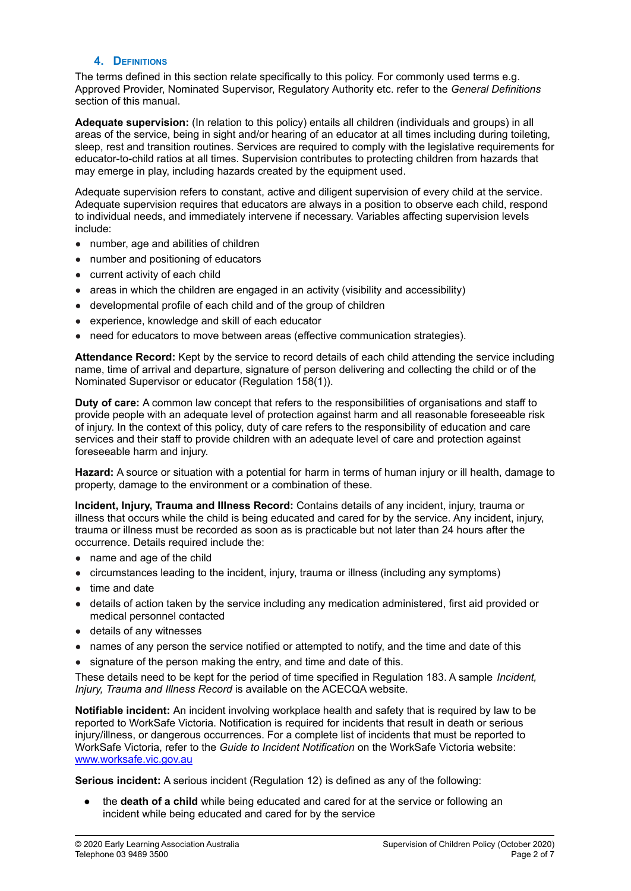## 4. Definitions

The terms defined in this section relate specifically to this policy. For commonly used terms e.g. Approved Provider, Nominated Supervisor, Regulatory Authority etc. refer to the *General Definitions* section of this manual.

**Adequate supervision:** (In relation to this policy) entails all children (individuals and groups) in all areas of the service, being in sight and/or hearing of an educator at all times including during toileting, sleep, rest and transition routines. Services are required to comply with the legislative requirements for educator-to-child ratios at all times. Supervision contributes to protecting children from hazards that may emerge in play, including hazards created by the equipment used.

Adequate supervision refers to constant, active and diligent supervision of every child at the service. Adequate supervision requires that educators are always in a position to observe each child, respond to individual needs, and immediately intervene if necessary. Variables affecting supervision levels include:

- number, age and abilities of children
- number and positioning of educators
- current activity of each child
- areas in which the children are engaged in an activity (visibility and accessibility)
- developmental profile of each child and of the group of children
- experience, knowledge and skill of each educator
- need for educators to move between areas (effective communication strategies).

**Attendance Record:** Kept by the service to record details of each child attending the service including name, time of arrival and departure, signature of person delivering and collecting the child or of the Nominated Supervisor or educator (Regulation 158(1)).

**Duty of care:** A common law concept that refers to the responsibilities of organisations and staff to provide people with an adequate level of protection against harm and all reasonable foreseeable risk of injury. In the context of this policy, duty of care refers to the responsibility of education and care services and their staff to provide children with an adequate level of care and protection against foreseeable harm and injury.

**Hazard:** A source or situation with a potential for harm in terms of human injury or ill health, damage to property, damage to the environment or a combination of these.

**Incident, Injury, Trauma and Illness Record:** Contains details of any incident, injury, trauma or illness that occurs while the child is being educated and cared for by the service. Any incident, injury, trauma or illness must be recorded as soon as is practicable but not later than 24 hours after the occurrence. Details required include the:

- name and age of the child
- circumstances leading to the incident, injury, trauma or illness (including any symptoms)
- time and date
- details of action taken by the service including any medication administered, first aid provided or medical personnel contacted
- details of any witnesses
- names of any person the service notified or attempted to notify, and the time and date of this
- signature of the person making the entry, and time and date of this.

These details need to be kept for the period of time specified in Regulation 183. A sample *Incident, Injury, Trauma and Illness Record* is available on the ACECQA website.

**Notifiable incident:** An incident involving workplace health and safety that is required by law to be reported to WorkSafe Victoria. Notification is required for incidents that result in death or serious injury/illness, or dangerous occurrences. For a complete list of incidents that must be reported to WorkSafe Victoria, refer to the *Guide to Incident Notification* on the WorkSafe Victoria website: [www.worksafe.vic.gov.au](http://www.worksafe.vic.gov.au)

**Serious incident:** A serious incident (Regulation 12) is defined as any of the following:

- the **death of a child** while being educated and cared for at the service or following an incident while being educated and cared for by the service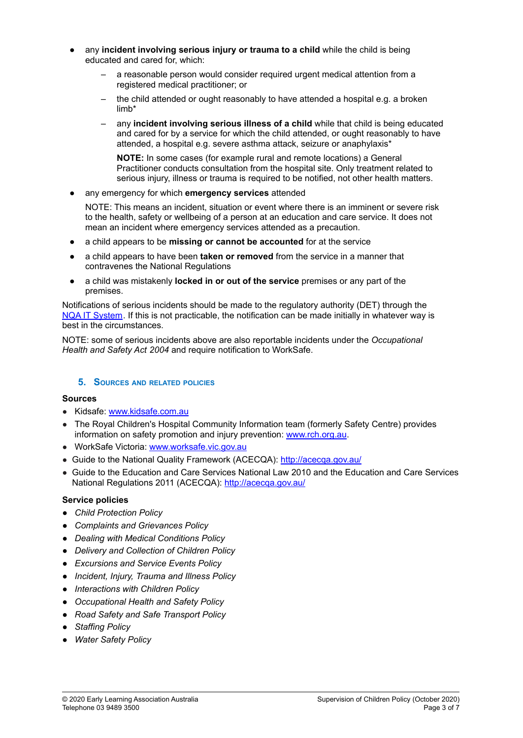- any **incident involving serious injury or trauma to a child** while the child is being educated and cared for, which:
  - a reasonable person would consider required urgent medical attention from a registered medical practitioner; or
  - the child attended or ought reasonably to have attended a hospital e.g. a broken limb*
  - any **incident involving serious illness of a child** while that child is being educated and cared for by a service for which the child attended, or ought reasonably to have attended, a hospital e.g. severe asthma attack, seizure or anaphylaxis*

    **NOTE:** In some cases (for example rural and remote locations) a General Practitioner conducts consultation from the hospital site. Only treatment related to serious injury, illness or trauma is required to be notified, not other health matters.
- any emergency for which **emergency services** attended

  NOTE: This means an incident, situation or event where there is an imminent or severe risk to the health, safety or wellbeing of a person at an education and care service. It does not mean an incident where emergency services attended as a precaution.
- a child appears to be **missing or cannot be accounted** for at the service
- a child appears to have been **taken or removed** from the service in a manner that contravenes the National Regulations
- a child was mistakenly **locked in or out of the service** premises or any part of the premises.

Notifications of serious incidents should be made to the regulatory authority (DET) through the NQA IT System. If this is not practicable, the notification can be made initially in whatever way is best in the circumstances.

NOTE: some of serious incidents above are also reportable incidents under the *Occupational Health and Safety Act 2004* and require notification to WorkSafe.

## 5. Sources and related policies

**Sources**

- Kidsafe: www.kidsafe.com.au
- The Royal Children's Hospital Community Information team (formerly Safety Centre) provides information on safety promotion and injury prevention: www.rch.org.au.
- WorkSafe Victoria: www.worksafe.vic.gov.au
- Guide to the National Quality Framework (ACECQA): http://acecqa.gov.au/
- Guide to the Education and Care Services National Law 2010 and the Education and Care Services National Regulations 2011 (ACECQA): http://acecqa.gov.au/

**Service policies**

- *Child Protection Policy*
- *Complaints and Grievances Policy*
- *Dealing with Medical Conditions Policy*
- *Delivery and Collection of Children Policy*
- *Excursions and Service Events Policy*
- *Incident, Injury, Trauma and Illness Policy*
- *Interactions with Children Policy*
- *Occupational Health and Safety Policy*
- *Road Safety and Safe Transport Policy*
- *Staffing Policy*
- *Water Safety Policy*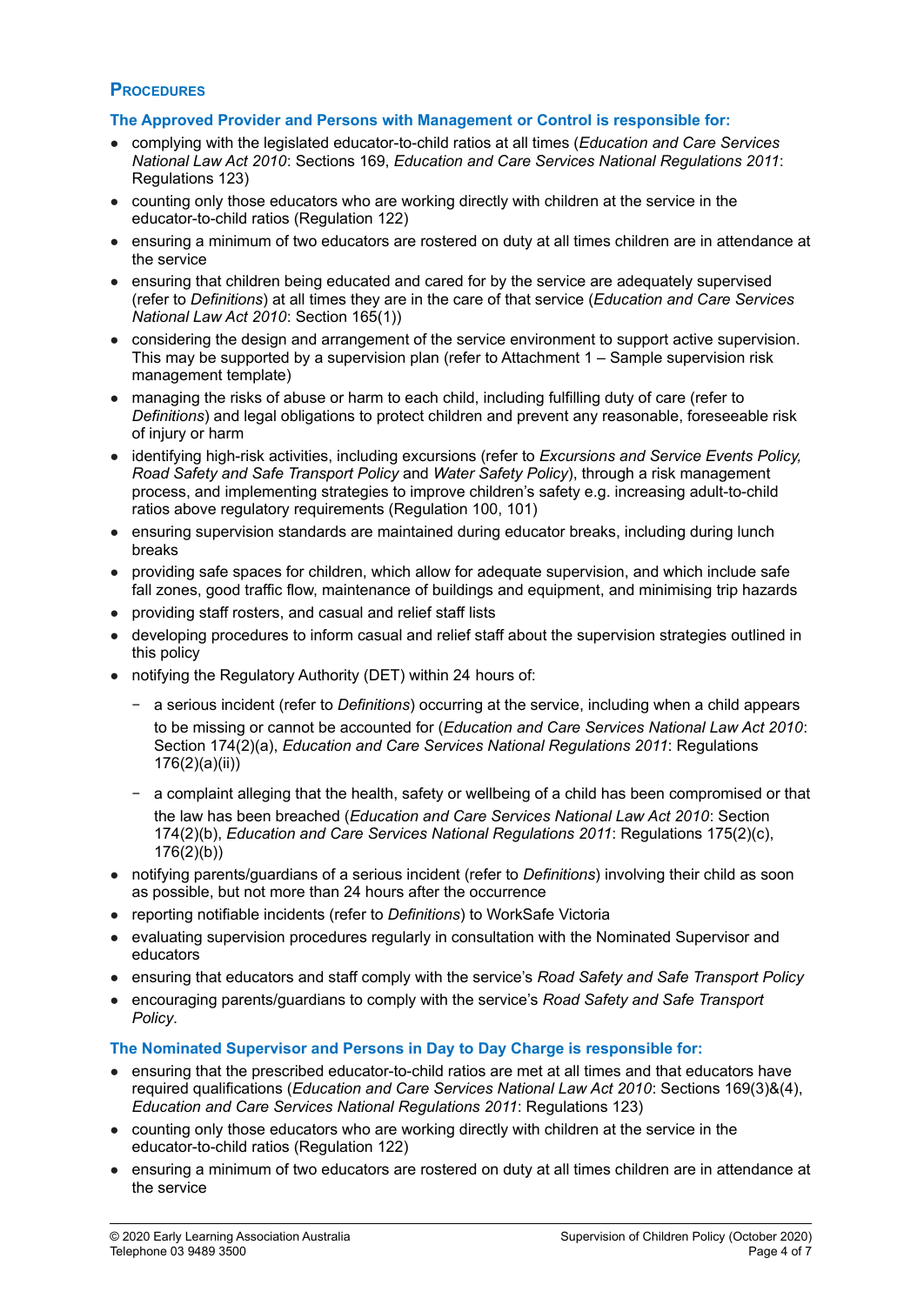## Procedures

### The Approved Provider and Persons with Management or Control is responsible for:

- complying with the legislated educator-to-child ratios at all times (*Education and Care Services National Law Act 2010*: Sections 169, *Education and Care Services National Regulations 2011*: Regulations 123)
- counting only those educators who are working directly with children at the service in the educator-to-child ratios (Regulation 122)
- ensuring a minimum of two educators are rostered on duty at all times children are in attendance at the service
- ensuring that children being educated and cared for by the service are adequately supervised (refer to *Definitions*) at all times they are in the care of that service (*Education and Care Services National Law Act 2010*: Section 165(1))
- considering the design and arrangement of the service environment to support active supervision. This may be supported by a supervision plan (refer to Attachment 1 – Sample supervision risk management template)
- managing the risks of abuse or harm to each child, including fulfilling duty of care (refer to *Definitions*) and legal obligations to protect children and prevent any reasonable, foreseeable risk of injury or harm
- identifying high-risk activities, including excursions (refer to *Excursions and Service Events Policy, Road Safety and Safe Transport Policy* and *Water Safety Policy*), through a risk management process, and implementing strategies to improve children's safety e.g. increasing adult-to-child ratios above regulatory requirements (Regulation 100, 101)
- ensuring supervision standards are maintained during educator breaks, including during lunch breaks
- providing safe spaces for children, which allow for adequate supervision, and which include safe fall zones, good traffic flow, maintenance of buildings and equipment, and minimising trip hazards
- providing staff rosters, and casual and relief staff lists
- developing procedures to inform casual and relief staff about the supervision strategies outlined in this policy
- notifying the Regulatory Authority (DET) within 24 hours of:
  - a serious incident (refer to *Definitions*) occurring at the service, including when a child appears to be missing or cannot be accounted for (*Education and Care Services National Law Act 2010*: Section 174(2)(a), *Education and Care Services National Regulations 2011*: Regulations 176(2)(a)(ii))
  - a complaint alleging that the health, safety or wellbeing of a child has been compromised or that the law has been breached (*Education and Care Services National Law Act 2010*: Section 174(2)(b), *Education and Care Services National Regulations 2011*: Regulations 175(2)(c), 176(2)(b))
- notifying parents/guardians of a serious incident (refer to *Definitions*) involving their child as soon as possible, but not more than 24 hours after the occurrence
- reporting notifiable incidents (refer to *Definitions*) to WorkSafe Victoria
- evaluating supervision procedures regularly in consultation with the Nominated Supervisor and educators
- ensuring that educators and staff comply with the service's *Road Safety and Safe Transport Policy*
- encouraging parents/guardians to comply with the service's *Road Safety and Safe Transport Policy*.

### The Nominated Supervisor and Persons in Day to Day Charge is responsible for:

- ensuring that the prescribed educator-to-child ratios are met at all times and that educators have required qualifications (*Education and Care Services National Law Act 2010*: Sections 169(3)&(4), *Education and Care Services National Regulations 2011*: Regulations 123)
- counting only those educators who are working directly with children at the service in the educator-to-child ratios (Regulation 122)
- ensuring a minimum of two educators are rostered on duty at all times children are in attendance at the service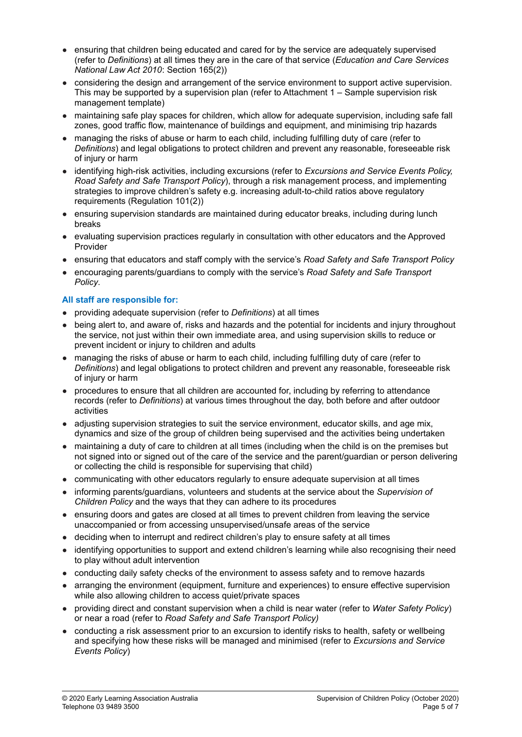- ensuring that children being educated and cared for by the service are adequately supervised (refer to *Definitions*) at all times they are in the care of that service (*Education and Care Services National Law Act 2010*: Section 165(2))
- considering the design and arrangement of the service environment to support active supervision. This may be supported by a supervision plan (refer to Attachment 1 – Sample supervision risk management template)
- maintaining safe play spaces for children, which allow for adequate supervision, including safe fall zones, good traffic flow, maintenance of buildings and equipment, and minimising trip hazards
- managing the risks of abuse or harm to each child, including fulfilling duty of care (refer to *Definitions*) and legal obligations to protect children and prevent any reasonable, foreseeable risk of injury or harm
- identifying high-risk activities, including excursions (refer to *Excursions and Service Events Policy, Road Safety and Safe Transport Policy*), through a risk management process, and implementing strategies to improve children's safety e.g. increasing adult-to-child ratios above regulatory requirements (Regulation 101(2))
- ensuring supervision standards are maintained during educator breaks, including during lunch breaks
- evaluating supervision practices regularly in consultation with other educators and the Approved Provider
- ensuring that educators and staff comply with the service's *Road Safety and Safe Transport Policy*
- encouraging parents/guardians to comply with the service's *Road Safety and Safe Transport Policy*.

**All staff are responsible for:**

- providing adequate supervision (refer to *Definitions*) at all times
- being alert to, and aware of, risks and hazards and the potential for incidents and injury throughout the service, not just within their own immediate area, and using supervision skills to reduce or prevent incident or injury to children and adults
- managing the risks of abuse or harm to each child, including fulfilling duty of care (refer to *Definitions*) and legal obligations to protect children and prevent any reasonable, foreseeable risk of injury or harm
- procedures to ensure that all children are accounted for, including by referring to attendance records (refer to *Definitions*) at various times throughout the day, both before and after outdoor activities
- adjusting supervision strategies to suit the service environment, educator skills, and age mix, dynamics and size of the group of children being supervised and the activities being undertaken
- maintaining a duty of care to children at all times (including when the child is on the premises but not signed into or signed out of the care of the service and the parent/guardian or person delivering or collecting the child is responsible for supervising that child)
- communicating with other educators regularly to ensure adequate supervision at all times
- informing parents/guardians, volunteers and students at the service about the *Supervision of Children Policy* and the ways that they can adhere to its procedures
- ensuring doors and gates are closed at all times to prevent children from leaving the service unaccompanied or from accessing unsupervised/unsafe areas of the service
- deciding when to interrupt and redirect children's play to ensure safety at all times
- identifying opportunities to support and extend children's learning while also recognising their need to play without adult intervention
- conducting daily safety checks of the environment to assess safety and to remove hazards
- arranging the environment (equipment, furniture and experiences) to ensure effective supervision while also allowing children to access quiet/private spaces
- providing direct and constant supervision when a child is near water (refer to *Water Safety Policy*) or near a road (refer to *Road Safety and Safe Transport Policy)*
- conducting a risk assessment prior to an excursion to identify risks to health, safety or wellbeing and specifying how these risks will be managed and minimised (refer to *Excursions and Service Events Policy*)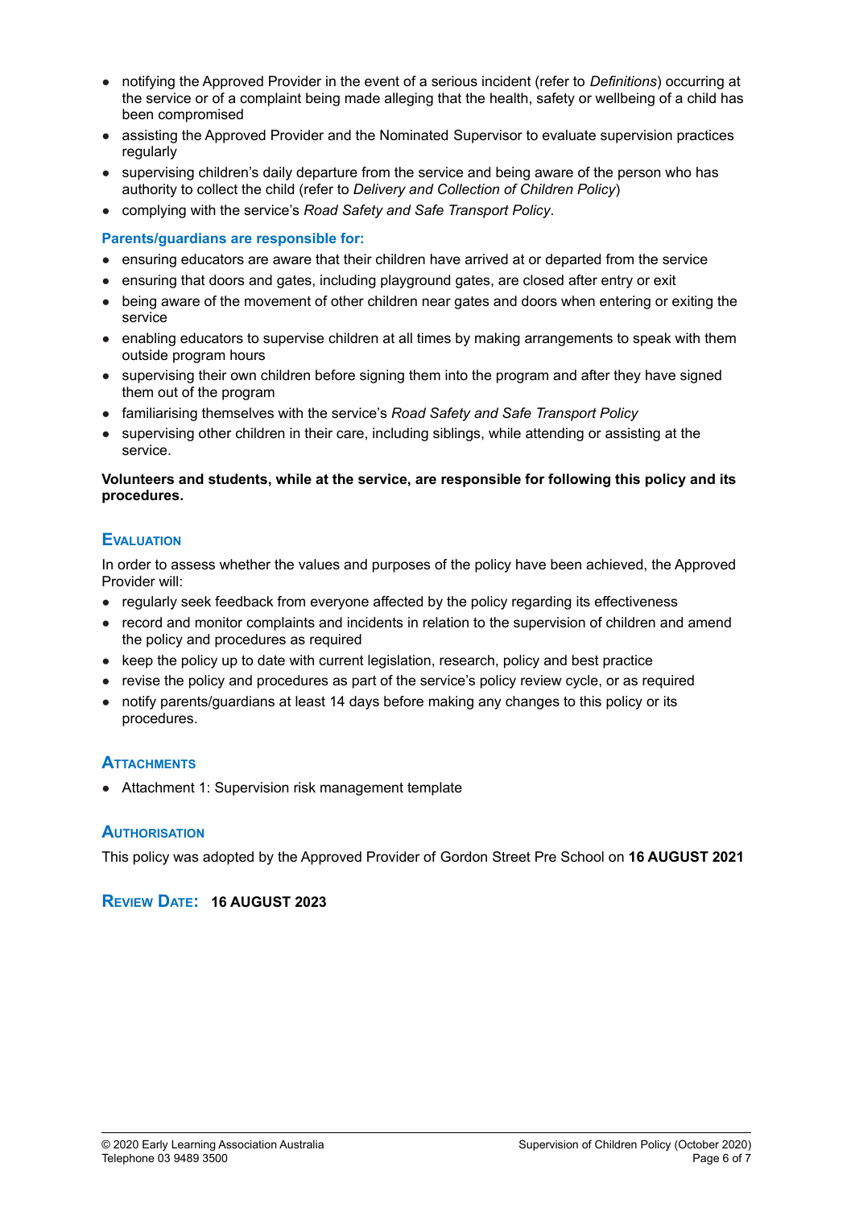- notifying the Approved Provider in the event of a serious incident (refer to *Definitions*) occurring at the service or of a complaint being made alleging that the health, safety or wellbeing of a child has been compromised
- assisting the Approved Provider and the Nominated Supervisor to evaluate supervision practices regularly
- supervising children's daily departure from the service and being aware of the person who has authority to collect the child (refer to *Delivery and Collection of Children Policy*)
- complying with the service's *Road Safety and Safe Transport Policy*.

**Parents/guardians are responsible for:**

- ensuring educators are aware that their children have arrived at or departed from the service
- ensuring that doors and gates, including playground gates, are closed after entry or exit
- being aware of the movement of other children near gates and doors when entering or exiting the service
- enabling educators to supervise children at all times by making arrangements to speak with them outside program hours
- supervising their own children before signing them into the program and after they have signed them out of the program
- familiarising themselves with the service's *Road Safety and Safe Transport Policy*
- supervising other children in their care, including siblings, while attending or assisting at the service.

**Volunteers and students, while at the service, are responsible for following this policy and its procedures.**

## Evaluation

In order to assess whether the values and purposes of the policy have been achieved, the Approved Provider will:

- regularly seek feedback from everyone affected by the policy regarding its effectiveness
- record and monitor complaints and incidents in relation to the supervision of children and amend the policy and procedures as required
- keep the policy up to date with current legislation, research, policy and best practice
- revise the policy and procedures as part of the service's policy review cycle, or as required
- notify parents/guardians at least 14 days before making any changes to this policy or its procedures.

## Attachments

- Attachment 1: Supervision risk management template

## Authorisation

This policy was adopted by the Approved Provider of Gordon Street Pre School on **16 AUGUST 2021**

## Review Date: **16 AUGUST 2023**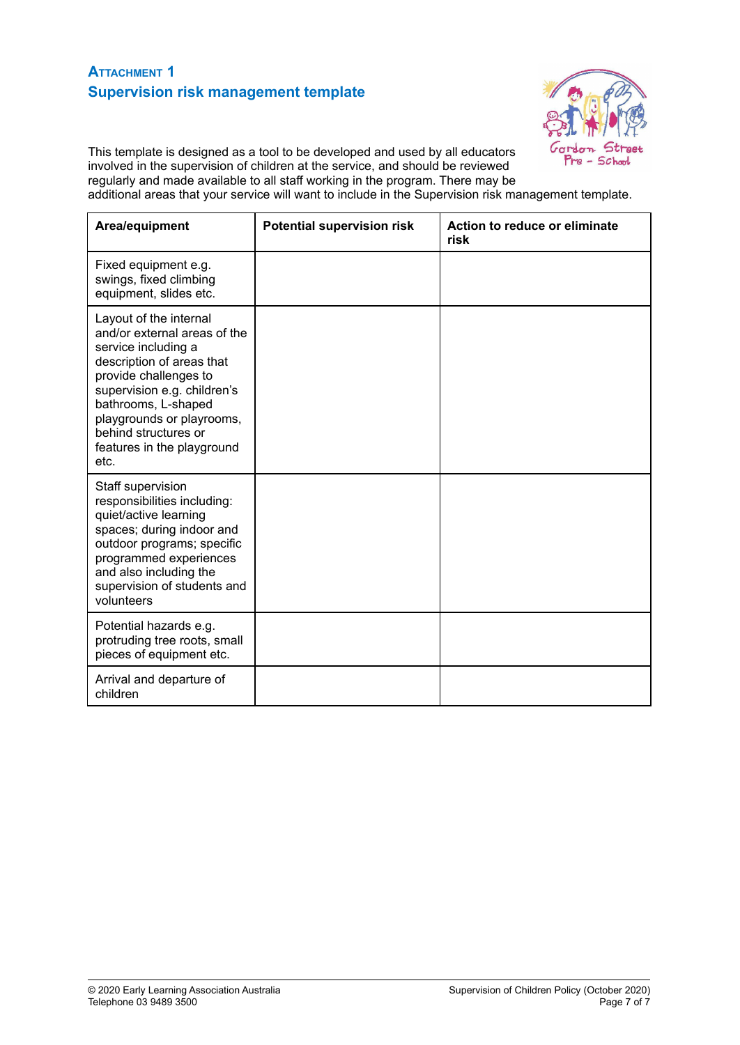## Attachment 1
## Supervision risk management template

This template is designed as a tool to be developed and used by all educators involved in the supervision of children at the service, and should be reviewed regularly and made available to all staff working in the program. There may be additional areas that your service will want to include in the Supervision risk management template.

| Area/equipment | Potential supervision risk | Action to reduce or eliminate risk |
|---|---|---|
| Fixed equipment e.g. swings, fixed climbing equipment, slides etc. | | |
| Layout of the internal and/or external areas of the service including a description of areas that provide challenges to supervision e.g. children's bathrooms, L-shaped playgrounds or playrooms, behind structures or features in the playground etc. | | |
| Staff supervision responsibilities including: quiet/active learning spaces; during indoor and outdoor programs; specific programmed experiences and also including the supervision of students and volunteers | | |
| Potential hazards e.g. protruding tree roots, small pieces of equipment etc. | | |
| Arrival and departure of children | | |